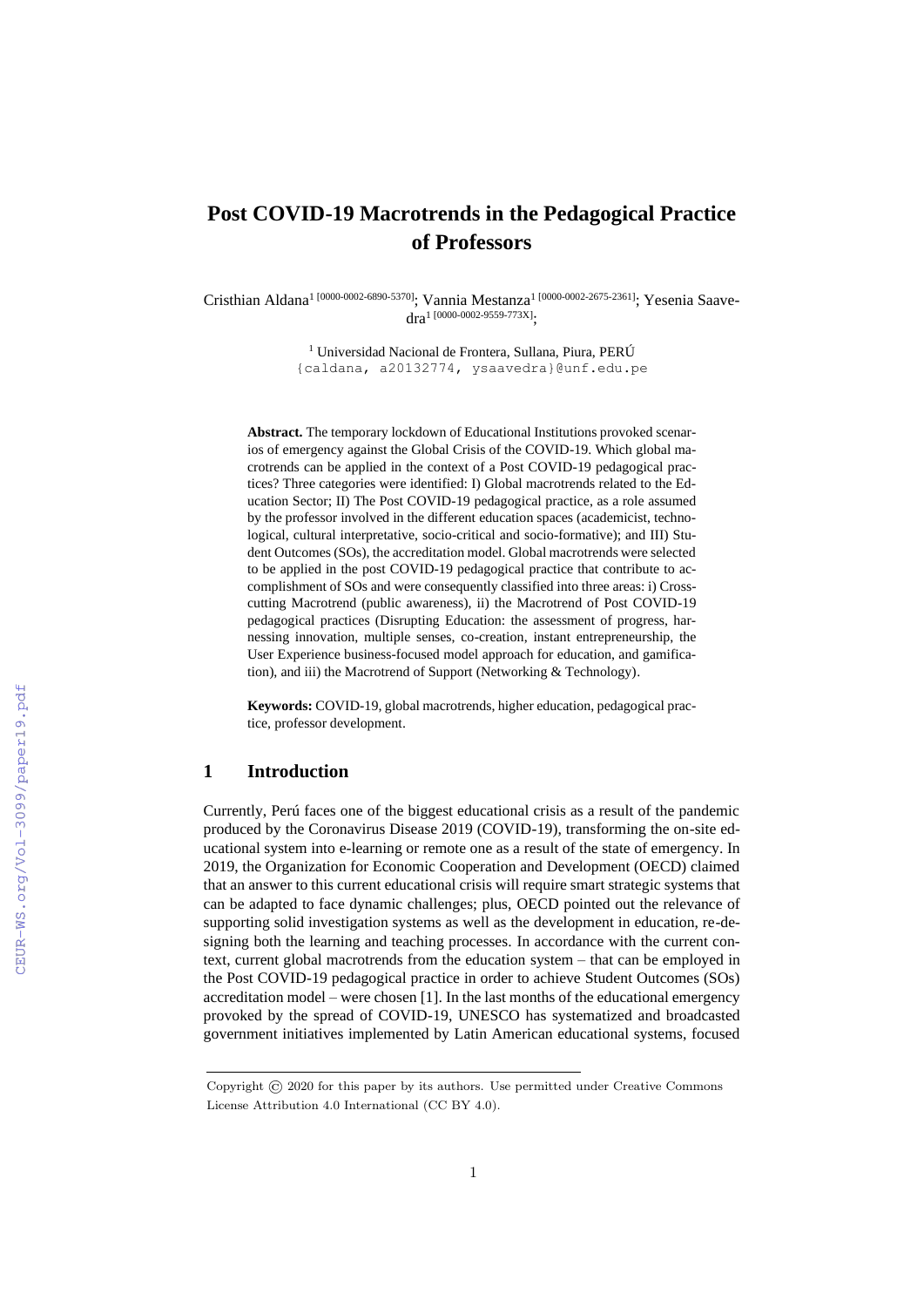# Post COVID-19 Macrotrends in the Pedagogical Practice of Professors

Cristhian Aldana[1] [0000-0002-6890-5370]; Vannia Mestanza[1] [0000-0002-2675-2361]; Yesenia Saavedra[1] [0000-0002-9559-773X];

[1] Universidad Nacional de Frontera, Sullana, Piura, PERÚ
{caldana, a20132774, ysaavedra}@unf.edu.pe

**Abstract.** The temporary lockdown of Educational Institutions provoked scenarios of emergency against the Global Crisis of the COVID-19. Which global macrotrends can be applied in the context of a Post COVID-19 pedagogical practices? Three categories were identified: I) Global macrotrends related to the Education Sector; II) The Post COVID-19 pedagogical practice, as a role assumed by the professor involved in the different education spaces (academicist, technological, cultural interpretative, socio-critical and socio-formative); and III) Student Outcomes (SOs), the accreditation model. Global macrotrends were selected to be applied in the post COVID-19 pedagogical practice that contribute to accomplishment of SOs and were consequently classified into three areas: i) Cross-cutting Macrotrend (public awareness), ii) the Macrotrend of Post COVID-19 pedagogical practices (Disrupting Education: the assessment of progress, harnessing innovation, multiple senses, co-creation, instant entrepreneurship, the User Experience business-focused model approach for education, and gamification), and iii) the Macrotrend of Support (Networking & Technology).

**Keywords:** COVID-19, global macrotrends, higher education, pedagogical practice, professor development.

## 1 Introduction

Currently, Perú faces one of the biggest educational crisis as a result of the pandemic produced by the Coronavirus Disease 2019 (COVID-19), transforming the on-site educational system into e-learning or remote one as a result of the state of emergency. In 2019, the Organization for Economic Cooperation and Development (OECD) claimed that an answer to this current educational crisis will require smart strategic systems that can be adapted to face dynamic challenges; plus, OECD pointed out the relevance of supporting solid investigation systems as well as the development in education, re-designing both the learning and teaching processes. In accordance with the current context, current global macrotrends from the education system – that can be employed in the Post COVID-19 pedagogical practice in order to achieve Student Outcomes (SOs) accreditation model – were chosen [1]. In the last months of the educational emergency provoked by the spread of COVID-19, UNESCO has systematized and broadcasted government initiatives implemented by Latin American educational systems, focused

Copyright © 2020 for this paper by its authors. Use permitted under Creative Commons License Attribution 4.0 International (CC BY 4.0).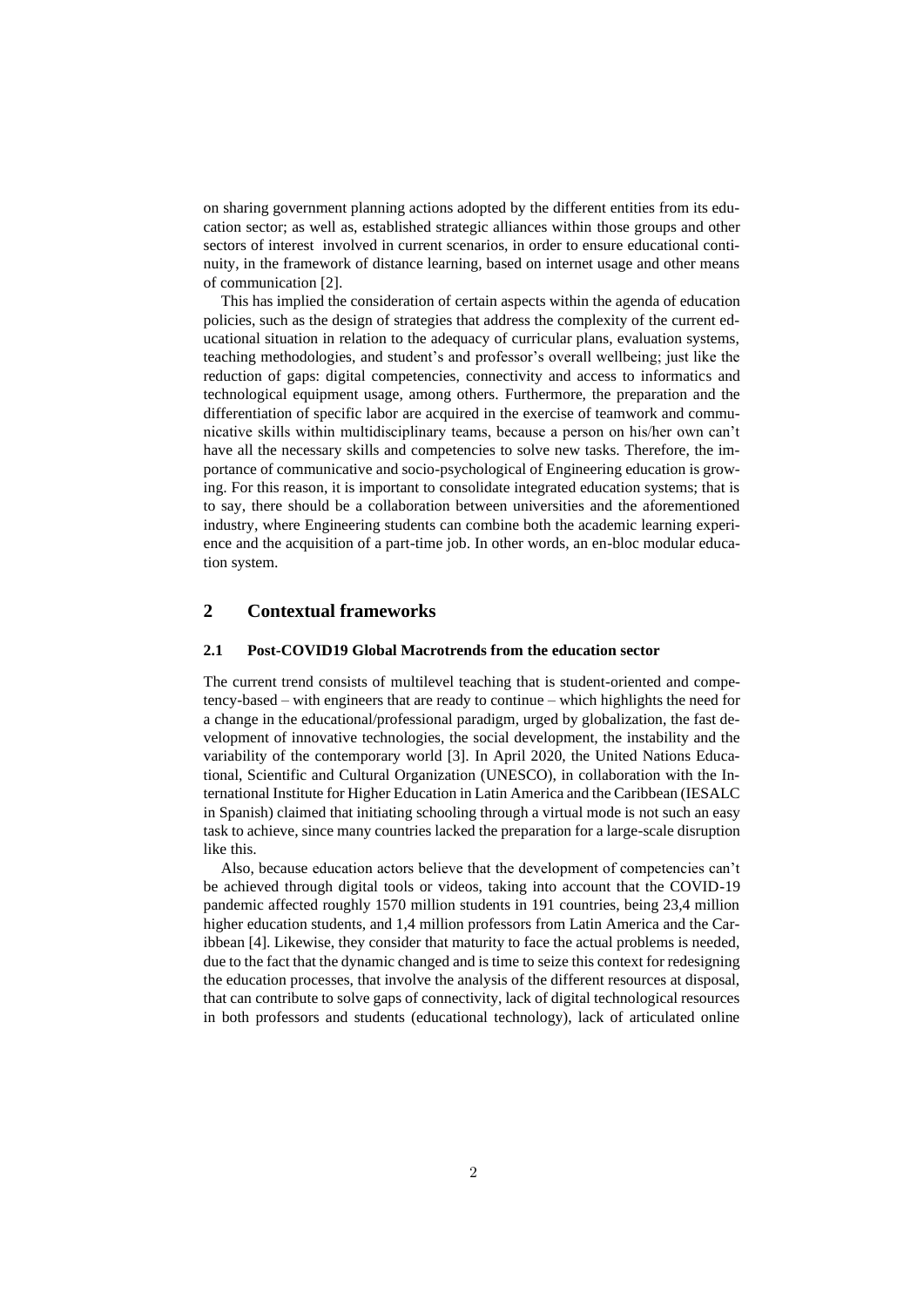on sharing government planning actions adopted by the different entities from its education sector; as well as, established strategic alliances within those groups and other sectors of interest involved in current scenarios, in order to ensure educational continuity, in the framework of distance learning, based on internet usage and other means of communication [2].

This has implied the consideration of certain aspects within the agenda of education policies, such as the design of strategies that address the complexity of the current educational situation in relation to the adequacy of curricular plans, evaluation systems, teaching methodologies, and student's and professor's overall wellbeing; just like the reduction of gaps: digital competencies, connectivity and access to informatics and technological equipment usage, among others. Furthermore, the preparation and the differentiation of specific labor are acquired in the exercise of teamwork and communicative skills within multidisciplinary teams, because a person on his/her own can't have all the necessary skills and competencies to solve new tasks. Therefore, the importance of communicative and socio-psychological of Engineering education is growing. For this reason, it is important to consolidate integrated education systems; that is to say, there should be a collaboration between universities and the aforementioned industry, where Engineering students can combine both the academic learning experience and the acquisition of a part-time job. In other words, an en-bloc modular education system.

## 2 Contextual frameworks

### 2.1 Post-COVID19 Global Macrotrends from the education sector

The current trend consists of multilevel teaching that is student-oriented and competency-based – with engineers that are ready to continue – which highlights the need for a change in the educational/professional paradigm, urged by globalization, the fast development of innovative technologies, the social development, the instability and the variability of the contemporary world [3]. In April 2020, the United Nations Educational, Scientific and Cultural Organization (UNESCO), in collaboration with the International Institute for Higher Education in Latin America and the Caribbean (IESALC in Spanish) claimed that initiating schooling through a virtual mode is not such an easy task to achieve, since many countries lacked the preparation for a large-scale disruption like this.

Also, because education actors believe that the development of competencies can't be achieved through digital tools or videos, taking into account that the COVID-19 pandemic affected roughly 1570 million students in 191 countries, being 23,4 million higher education students, and 1,4 million professors from Latin America and the Caribbean [4]. Likewise, they consider that maturity to face the actual problems is needed, due to the fact that the dynamic changed and is time to seize this context for redesigning the education processes, that involve the analysis of the different resources at disposal, that can contribute to solve gaps of connectivity, lack of digital technological resources in both professors and students (educational technology), lack of articulated online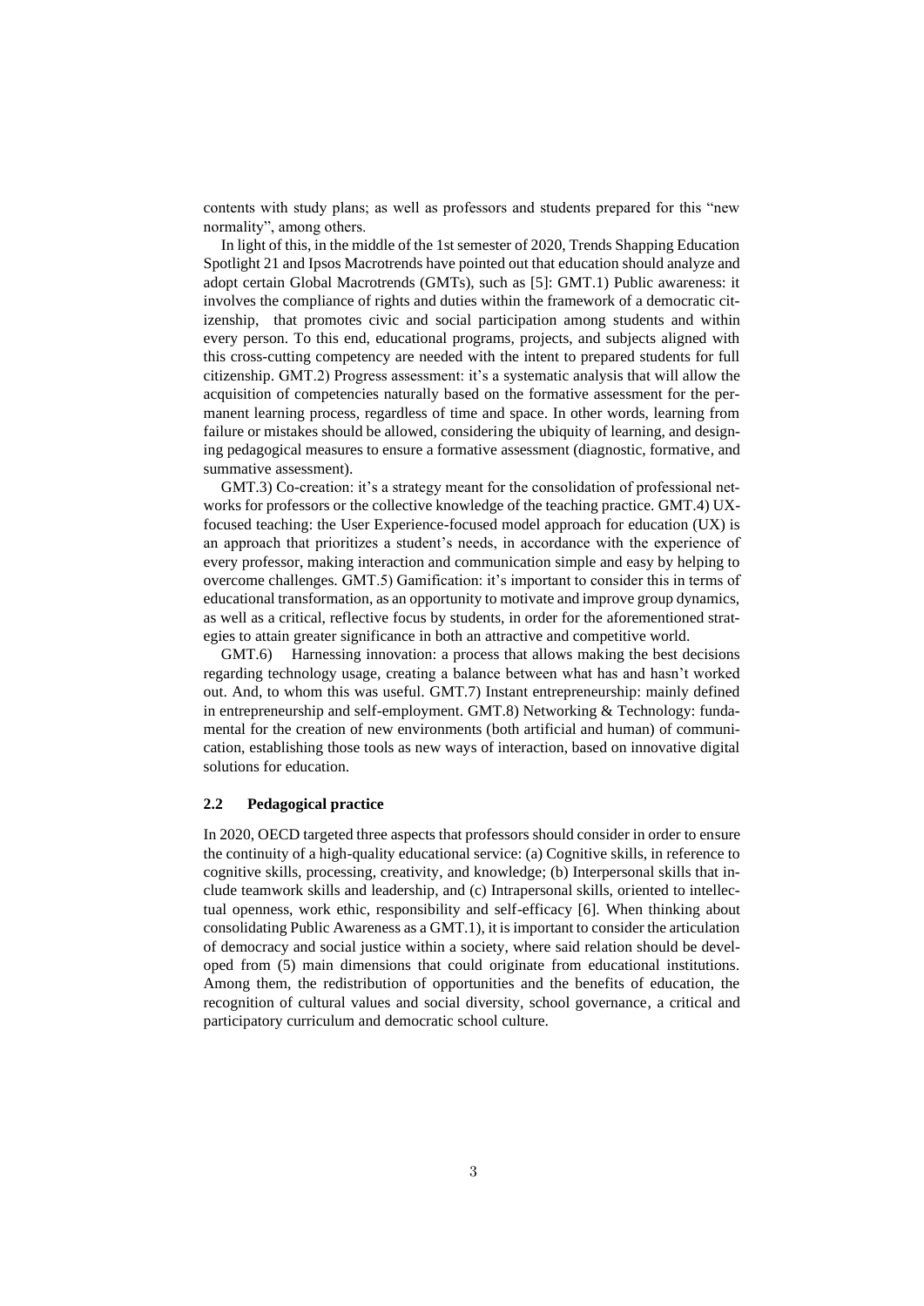contents with study plans; as well as professors and students prepared for this "new normality", among others.

In light of this, in the middle of the 1st semester of 2020, Trends Shapping Education Spotlight 21 and Ipsos Macrotrends have pointed out that education should analyze and adopt certain Global Macrotrends (GMTs), such as [5]: GMT.1) Public awareness: it involves the compliance of rights and duties within the framework of a democratic citizenship, that promotes civic and social participation among students and within every person. To this end, educational programs, projects, and subjects aligned with this cross-cutting competency are needed with the intent to prepared students for full citizenship. GMT.2) Progress assessment: it's a systematic analysis that will allow the acquisition of competencies naturally based on the formative assessment for the permanent learning process, regardless of time and space. In other words, learning from failure or mistakes should be allowed, considering the ubiquity of learning, and designing pedagogical measures to ensure a formative assessment (diagnostic, formative, and summative assessment).

GMT.3) Co-creation: it's a strategy meant for the consolidation of professional networks for professors or the collective knowledge of the teaching practice. GMT.4) UX-focused teaching: the User Experience-focused model approach for education (UX) is an approach that prioritizes a student's needs, in accordance with the experience of every professor, making interaction and communication simple and easy by helping to overcome challenges. GMT.5) Gamification: it's important to consider this in terms of educational transformation, as an opportunity to motivate and improve group dynamics, as well as a critical, reflective focus by students, in order for the aforementioned strategies to attain greater significance in both an attractive and competitive world.

GMT.6) Harnessing innovation: a process that allows making the best decisions regarding technology usage, creating a balance between what has and hasn't worked out. And, to whom this was useful. GMT.7) Instant entrepreneurship: mainly defined in entrepreneurship and self-employment. GMT.8) Networking & Technology: fundamental for the creation of new environments (both artificial and human) of communication, establishing those tools as new ways of interaction, based on innovative digital solutions for education.

### 2.2 Pedagogical practice

In 2020, OECD targeted three aspects that professors should consider in order to ensure the continuity of a high-quality educational service: (a) Cognitive skills, in reference to cognitive skills, processing, creativity, and knowledge; (b) Interpersonal skills that include teamwork skills and leadership, and (c) Intrapersonal skills, oriented to intellectual openness, work ethic, responsibility and self-efficacy [6]. When thinking about consolidating Public Awareness as a GMT.1), it is important to consider the articulation of democracy and social justice within a society, where said relation should be developed from (5) main dimensions that could originate from educational institutions. Among them, the redistribution of opportunities and the benefits of education, the recognition of cultural values and social diversity, school governance, a critical and participatory curriculum and democratic school culture.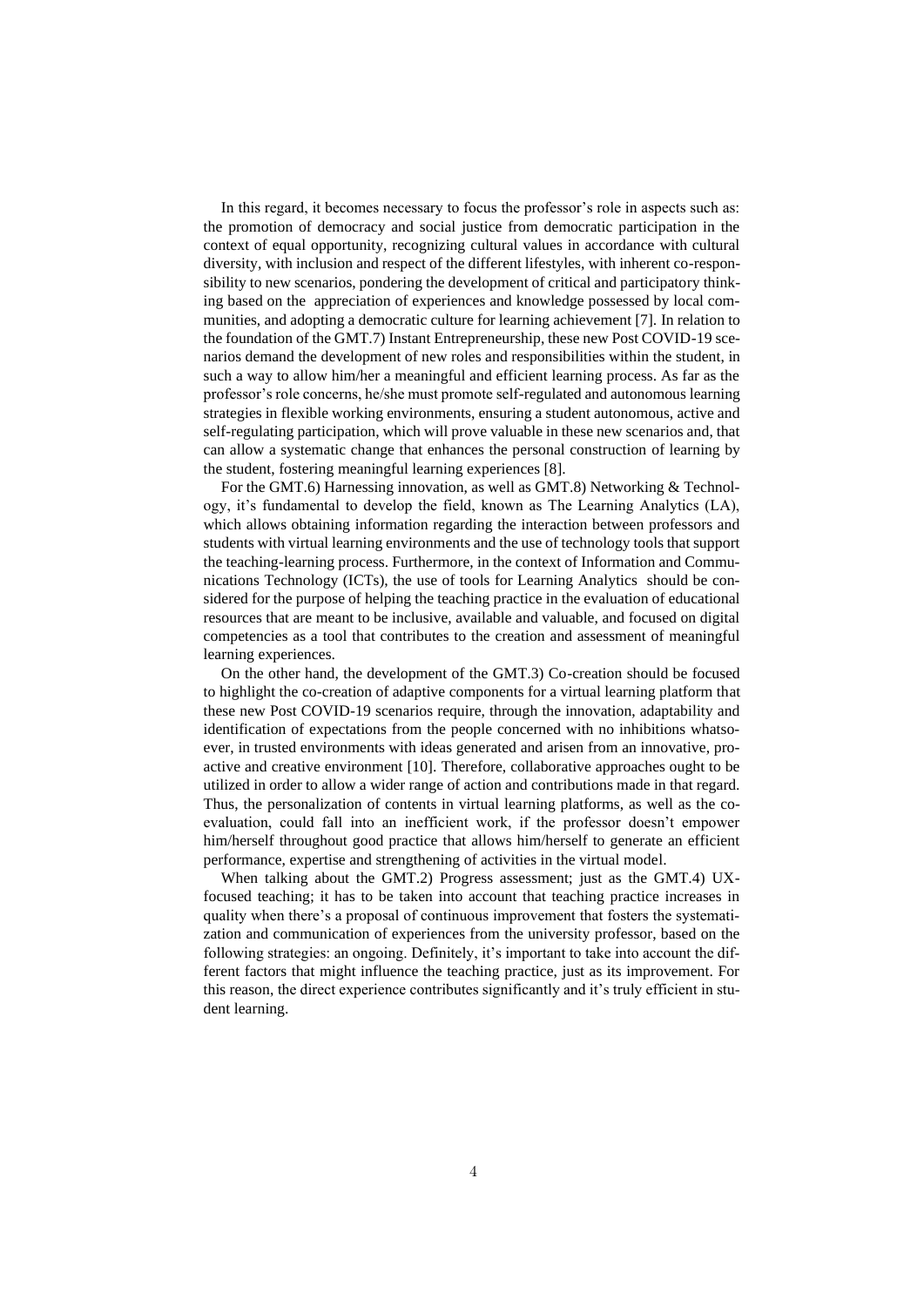In this regard, it becomes necessary to focus the professor's role in aspects such as: the promotion of democracy and social justice from democratic participation in the context of equal opportunity, recognizing cultural values in accordance with cultural diversity, with inclusion and respect of the different lifestyles, with inherent co-responsibility to new scenarios, pondering the development of critical and participatory thinking based on the appreciation of experiences and knowledge possessed by local communities, and adopting a democratic culture for learning achievement [7]. In relation to the foundation of the GMT.7) Instant Entrepreneurship, these new Post COVID-19 scenarios demand the development of new roles and responsibilities within the student, in such a way to allow him/her a meaningful and efficient learning process. As far as the professor's role concerns, he/she must promote self-regulated and autonomous learning strategies in flexible working environments, ensuring a student autonomous, active and self-regulating participation, which will prove valuable in these new scenarios and, that can allow a systematic change that enhances the personal construction of learning by the student, fostering meaningful learning experiences [8].

For the GMT.6) Harnessing innovation, as well as GMT.8) Networking & Technology, it's fundamental to develop the field, known as The Learning Analytics (LA), which allows obtaining information regarding the interaction between professors and students with virtual learning environments and the use of technology tools that support the teaching-learning process. Furthermore, in the context of Information and Communications Technology (ICTs), the use of tools for Learning Analytics should be considered for the purpose of helping the teaching practice in the evaluation of educational resources that are meant to be inclusive, available and valuable, and focused on digital competencies as a tool that contributes to the creation and assessment of meaningful learning experiences.

On the other hand, the development of the GMT.3) Co-creation should be focused to highlight the co-creation of adaptive components for a virtual learning platform that these new Post COVID-19 scenarios require, through the innovation, adaptability and identification of expectations from the people concerned with no inhibitions whatsoever, in trusted environments with ideas generated and arisen from an innovative, proactive and creative environment [10]. Therefore, collaborative approaches ought to be utilized in order to allow a wider range of action and contributions made in that regard. Thus, the personalization of contents in virtual learning platforms, as well as the co-evaluation, could fall into an inefficient work, if the professor doesn't empower him/herself throughout good practice that allows him/herself to generate an efficient performance, expertise and strengthening of activities in the virtual model.

When talking about the GMT.2) Progress assessment; just as the GMT.4) UX-focused teaching; it has to be taken into account that teaching practice increases in quality when there's a proposal of continuous improvement that fosters the systematization and communication of experiences from the university professor, based on the following strategies: an ongoing. Definitely, it's important to take into account the different factors that might influence the teaching practice, just as its improvement. For this reason, the direct experience contributes significantly and it's truly efficient in student learning.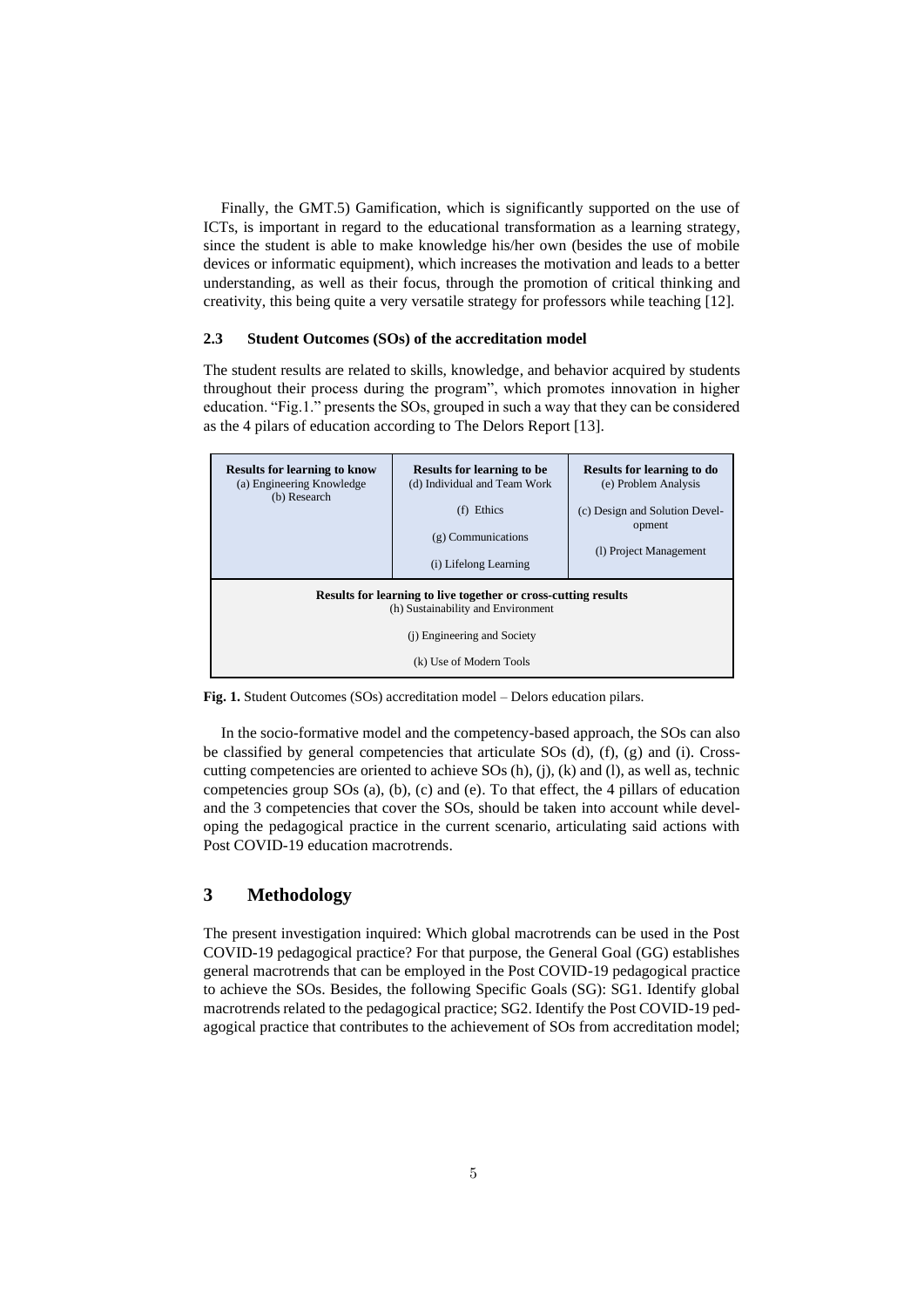Finally, the GMT.5) Gamification, which is significantly supported on the use of ICTs, is important in regard to the educational transformation as a learning strategy, since the student is able to make knowledge his/her own (besides the use of mobile devices or informatic equipment), which increases the motivation and leads to a better understanding, as well as their focus, through the promotion of critical thinking and creativity, this being quite a very versatile strategy for professors while teaching [12].

### 2.3 Student Outcomes (SOs) of the accreditation model

The student results are related to skills, knowledge, and behavior acquired by students throughout their process during the program", which promotes innovation in higher education. "Fig.1." presents the SOs, grouped in such a way that they can be considered as the 4 pilars of education according to The Delors Report [13].

| **Results for learning to know** | **Results for learning to be** | **Results for learning to do** |
|---|---|---|
| (a) Engineering Knowledge<br>(b) Research | (d) Individual and Team Work<br>(f) Ethics<br>(g) Communications<br>(i) Lifelong Learning | (e) Problem Analysis<br>(c) Design and Solution Development<br>(l) Project Management |
| **Results for learning to live together or cross-cutting results**<br>(h) Sustainability and Environment<br>(j) Engineering and Society<br>(k) Use of Modern Tools | | |

**Fig. 1.** Student Outcomes (SOs) accreditation model – Delors education pilars.

In the socio-formative model and the competency-based approach, the SOs can also be classified by general competencies that articulate SOs (d), (f), (g) and (i). Cross-cutting competencies are oriented to achieve SOs (h), (j), (k) and (l), as well as, technic competencies group SOs (a), (b), (c) and (e). To that effect, the 4 pillars of education and the 3 competencies that cover the SOs, should be taken into account while developing the pedagogical practice in the current scenario, articulating said actions with Post COVID-19 education macrotrends.

## 3 Methodology

The present investigation inquired: Which global macrotrends can be used in the Post COVID-19 pedagogical practice? For that purpose, the General Goal (GG) establishes general macrotrends that can be employed in the Post COVID-19 pedagogical practice to achieve the SOs. Besides, the following Specific Goals (SG): SG1. Identify global macrotrends related to the pedagogical practice; SG2. Identify the Post COVID-19 pedagogical practice that contributes to the achievement of SOs from accreditation model;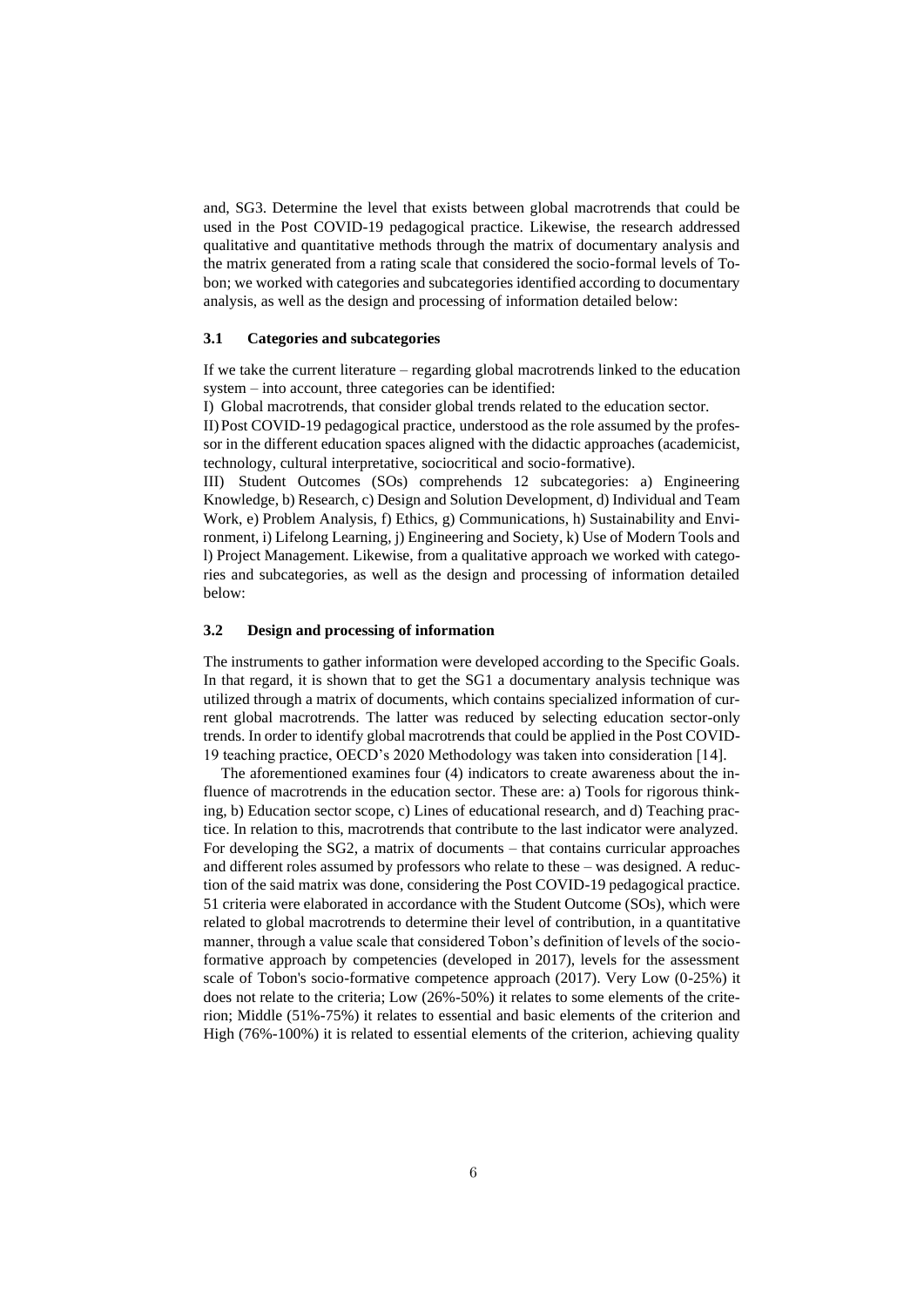and, SG3. Determine the level that exists between global macrotrends that could be used in the Post COVID-19 pedagogical practice. Likewise, the research addressed qualitative and quantitative methods through the matrix of documentary analysis and the matrix generated from a rating scale that considered the socio-formal levels of Tobon; we worked with categories and subcategories identified according to documentary analysis, as well as the design and processing of information detailed below:

### 3.1 Categories and subcategories

If we take the current literature – regarding global macrotrends linked to the education system – into account, three categories can be identified:

I) Global macrotrends, that consider global trends related to the education sector.

II) Post COVID-19 pedagogical practice, understood as the role assumed by the professor in the different education spaces aligned with the didactic approaches (academicist, technology, cultural interpretative, sociocritical and socio-formative).

III) Student Outcomes (SOs) comprehends 12 subcategories: a) Engineering Knowledge, b) Research, c) Design and Solution Development, d) Individual and Team Work, e) Problem Analysis, f) Ethics, g) Communications, h) Sustainability and Environment, i) Lifelong Learning, j) Engineering and Society, k) Use of Modern Tools and l) Project Management. Likewise, from a qualitative approach we worked with categories and subcategories, as well as the design and processing of information detailed below:

### 3.2 Design and processing of information

The instruments to gather information were developed according to the Specific Goals. In that regard, it is shown that to get the SG1 a documentary analysis technique was utilized through a matrix of documents, which contains specialized information of current global macrotrends. The latter was reduced by selecting education sector-only trends. In order to identify global macrotrends that could be applied in the Post COVID-19 teaching practice, OECD's 2020 Methodology was taken into consideration [14].

The aforementioned examines four (4) indicators to create awareness about the influence of macrotrends in the education sector. These are: a) Tools for rigorous thinking, b) Education sector scope, c) Lines of educational research, and d) Teaching practice. In relation to this, macrotrends that contribute to the last indicator were analyzed. For developing the SG2, a matrix of documents – that contains curricular approaches and different roles assumed by professors who relate to these – was designed. A reduction of the said matrix was done, considering the Post COVID-19 pedagogical practice. 51 criteria were elaborated in accordance with the Student Outcome (SOs), which were related to global macrotrends to determine their level of contribution, in a quantitative manner, through a value scale that considered Tobon's definition of levels of the socio-formative approach by competencies (developed in 2017), levels for the assessment scale of Tobon's socio-formative competence approach (2017). Very Low (0-25%) it does not relate to the criteria; Low (26%-50%) it relates to some elements of the criterion; Middle (51%-75%) it relates to essential and basic elements of the criterion and High (76%-100%) it is related to essential elements of the criterion, achieving quality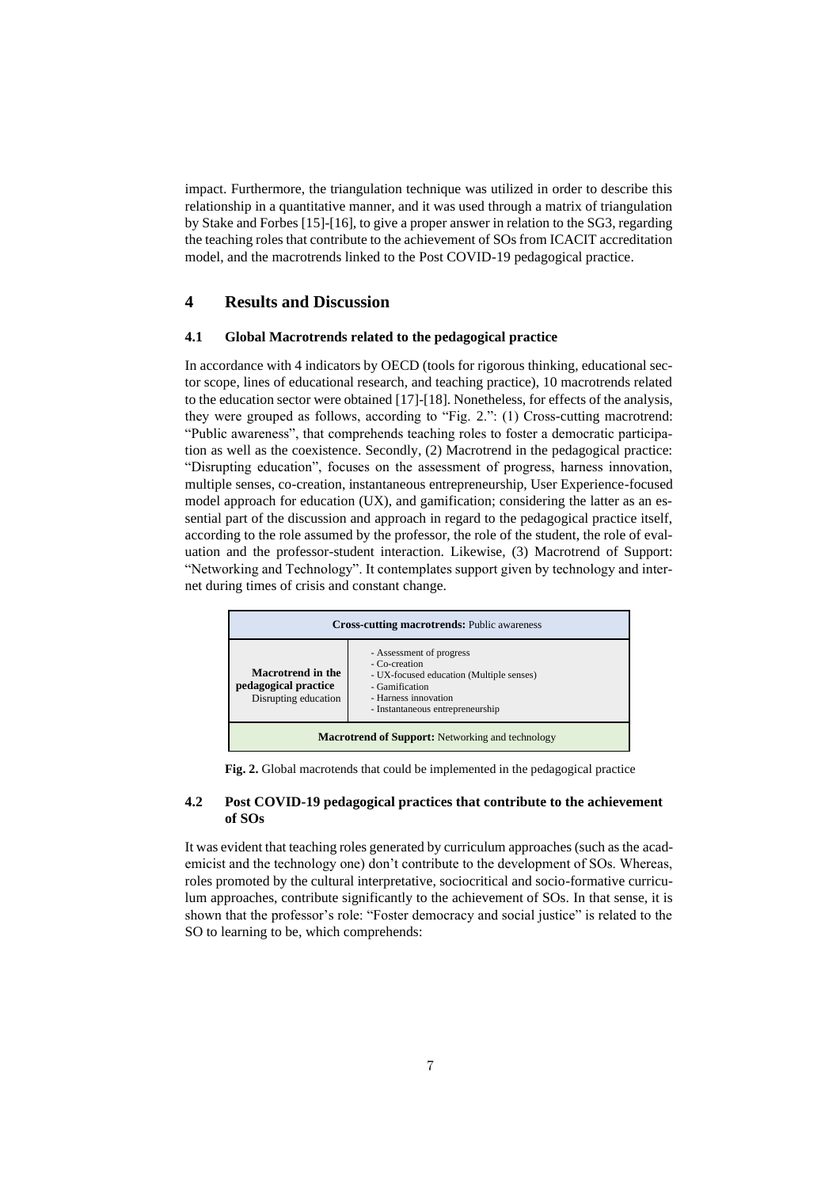impact. Furthermore, the triangulation technique was utilized in order to describe this relationship in a quantitative manner, and it was used through a matrix of triangulation by Stake and Forbes [15]-[16], to give a proper answer in relation to the SG3, regarding the teaching roles that contribute to the achievement of SOs from ICACIT accreditation model, and the macrotrends linked to the Post COVID-19 pedagogical practice.

## 4 Results and Discussion

### 4.1 Global Macrotrends related to the pedagogical practice

In accordance with 4 indicators by OECD (tools for rigorous thinking, educational sector scope, lines of educational research, and teaching practice), 10 macrotrends related to the education sector were obtained [17]-[18]. Nonetheless, for effects of the analysis, they were grouped as follows, according to "Fig. 2.": (1) Cross-cutting macrotrend: "Public awareness", that comprehends teaching roles to foster a democratic participation as well as the coexistence. Secondly, (2) Macrotrend in the pedagogical practice: "Disrupting education", focuses on the assessment of progress, harness innovation, multiple senses, co-creation, instantaneous entrepreneurship, User Experience-focused model approach for education (UX), and gamification; considering the latter as an essential part of the discussion and approach in regard to the pedagogical practice itself, according to the role assumed by the professor, the role of the student, the role of evaluation and the professor-student interaction. Likewise, (3) Macrotrend of Support: "Networking and Technology". It contemplates support given by technology and internet during times of crisis and constant change.

| **Cross-cutting macrotrends:** Public awareness | |
|---|---|
| **Macrotrend in the pedagogical practice** Disrupting education | - Assessment of progress<br>- Co-creation<br>- UX-focused education (Multiple senses)<br>- Gamification<br>- Harness innovation<br>- Instantaneous entrepreneurship |
| **Macrotrend of Support:** Networking and technology | |

**Fig. 2.** Global macrotends that could be implemented in the pedagogical practice

### 4.2 Post COVID-19 pedagogical practices that contribute to the achievement of SOs

It was evident that teaching roles generated by curriculum approaches (such as the academicist and the technology one) don't contribute to the development of SOs. Whereas, roles promoted by the cultural interpretative, sociocritical and socio-formative curriculum approaches, contribute significantly to the achievement of SOs. In that sense, it is shown that the professor's role: "Foster democracy and social justice" is related to the SO to learning to be, which comprehends: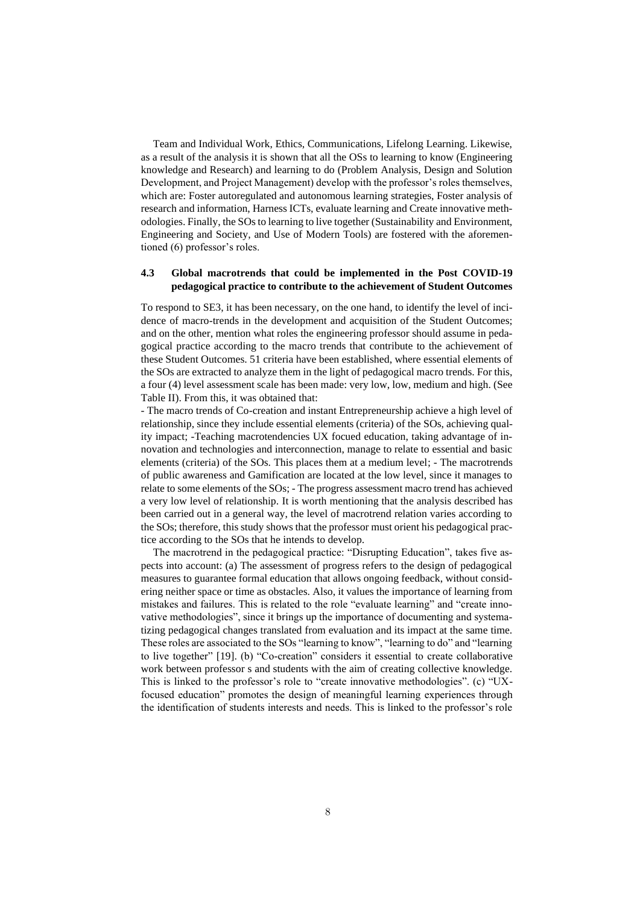Team and Individual Work, Ethics, Communications, Lifelong Learning. Likewise, as a result of the analysis it is shown that all the OSs to learning to know (Engineering knowledge and Research) and learning to do (Problem Analysis, Design and Solution Development, and Project Management) develop with the professor's roles themselves, which are: Foster autoregulated and autonomous learning strategies, Foster analysis of research and information, Harness ICTs, evaluate learning and Create innovative methodologies. Finally, the SOs to learning to live together (Sustainability and Environment, Engineering and Society, and Use of Modern Tools) are fostered with the aforementioned (6) professor's roles.

### 4.3 Global macrotrends that could be implemented in the Post COVID-19 pedagogical practice to contribute to the achievement of Student Outcomes

To respond to SE3, it has been necessary, on the one hand, to identify the level of incidence of macro-trends in the development and acquisition of the Student Outcomes; and on the other, mention what roles the engineering professor should assume in pedagogical practice according to the macro trends that contribute to the achievement of these Student Outcomes. 51 criteria have been established, where essential elements of the SOs are extracted to analyze them in the light of pedagogical macro trends. For this, a four (4) level assessment scale has been made: very low, low, medium and high. (See Table II). From this, it was obtained that:

- The macro trends of Co-creation and instant Entrepreneurship achieve a high level of relationship, since they include essential elements (criteria) of the SOs, achieving quality impact; -Teaching macrotendencies UX focued education, taking advantage of innovation and technologies and interconnection, manage to relate to essential and basic elements (criteria) of the SOs. This places them at a medium level; - The macrotrends of public awareness and Gamification are located at the low level, since it manages to relate to some elements of the SOs; - The progress assessment macro trend has achieved a very low level of relationship. It is worth mentioning that the analysis described has been carried out in a general way, the level of macrotrend relation varies according to the SOs; therefore, this study shows that the professor must orient his pedagogical practice according to the SOs that he intends to develop.

The macrotrend in the pedagogical practice: "Disrupting Education", takes five aspects into account: (a) The assessment of progress refers to the design of pedagogical measures to guarantee formal education that allows ongoing feedback, without considering neither space or time as obstacles. Also, it values the importance of learning from mistakes and failures. This is related to the role "evaluate learning" and "create innovative methodologies", since it brings up the importance of documenting and systematizing pedagogical changes translated from evaluation and its impact at the same time. These roles are associated to the SOs "learning to know", "learning to do" and "learning to live together" [19]. (b) "Co-creation" considers it essential to create collaborative work between professor s and students with the aim of creating collective knowledge. This is linked to the professor's role to "create innovative methodologies". (c) "UX-focused education" promotes the design of meaningful learning experiences through the identification of students interests and needs. This is linked to the professor's role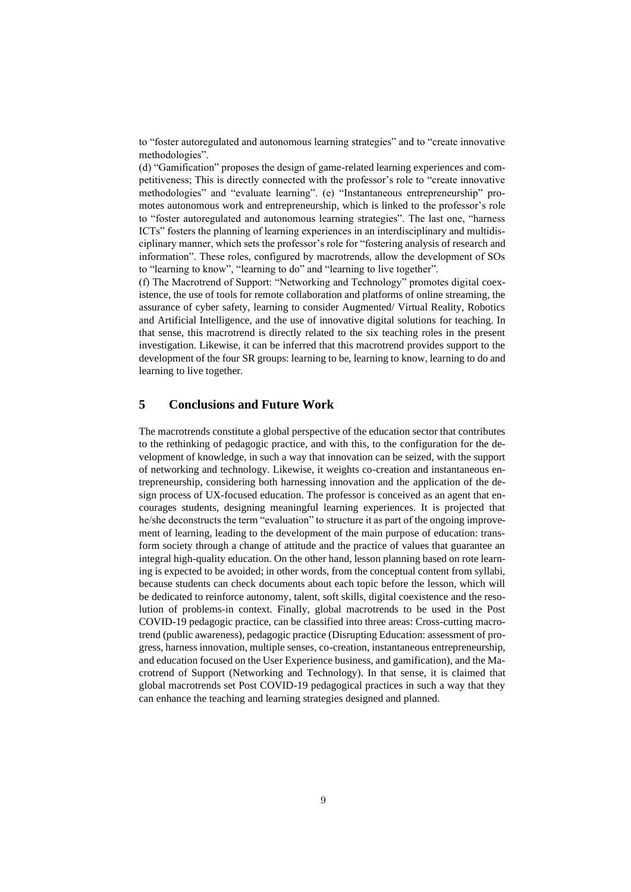to "foster autoregulated and autonomous learning strategies" and to "create innovative methodologies".

(d) "Gamification" proposes the design of game-related learning experiences and competitiveness; This is directly connected with the professor's role to "create innovative methodologies" and "evaluate learning". (e) "Instantaneous entrepreneurship" promotes autonomous work and entrepreneurship, which is linked to the professor's role to "foster autoregulated and autonomous learning strategies". The last one, "harness ICTs" fosters the planning of learning experiences in an interdisciplinary and multidisciplinary manner, which sets the professor's role for "fostering analysis of research and information". These roles, configured by macrotrends, allow the development of SOs to "learning to know", "learning to do" and "learning to live together".

(f) The Macrotrend of Support: "Networking and Technology" promotes digital coexistence, the use of tools for remote collaboration and platforms of online streaming, the assurance of cyber safety, learning to consider Augmented/ Virtual Reality, Robotics and Artificial Intelligence, and the use of innovative digital solutions for teaching. In that sense, this macrotrend is directly related to the six teaching roles in the present investigation. Likewise, it can be inferred that this macrotrend provides support to the development of the four SR groups: learning to be, learning to know, learning to do and learning to live together.

## 5 Conclusions and Future Work

The macrotrends constitute a global perspective of the education sector that contributes to the rethinking of pedagogic practice, and with this, to the configuration for the development of knowledge, in such a way that innovation can be seized, with the support of networking and technology. Likewise, it weights co-creation and instantaneous entrepreneurship, considering both harnessing innovation and the application of the design process of UX-focused education. The professor is conceived as an agent that encourages students, designing meaningful learning experiences. It is projected that he/she deconstructs the term "evaluation" to structure it as part of the ongoing improvement of learning, leading to the development of the main purpose of education: transform society through a change of attitude and the practice of values that guarantee an integral high-quality education. On the other hand, lesson planning based on rote learning is expected to be avoided; in other words, from the conceptual content from syllabi, because students can check documents about each topic before the lesson, which will be dedicated to reinforce autonomy, talent, soft skills, digital coexistence and the resolution of problems-in context. Finally, global macrotrends to be used in the Post COVID-19 pedagogic practice, can be classified into three areas: Cross-cutting macrotrend (public awareness), pedagogic practice (Disrupting Education: assessment of progress, harness innovation, multiple senses, co-creation, instantaneous entrepreneurship, and education focused on the User Experience business, and gamification), and the Macrotrend of Support (Networking and Technology). In that sense, it is claimed that global macrotrends set Post COVID-19 pedagogical practices in such a way that they can enhance the teaching and learning strategies designed and planned.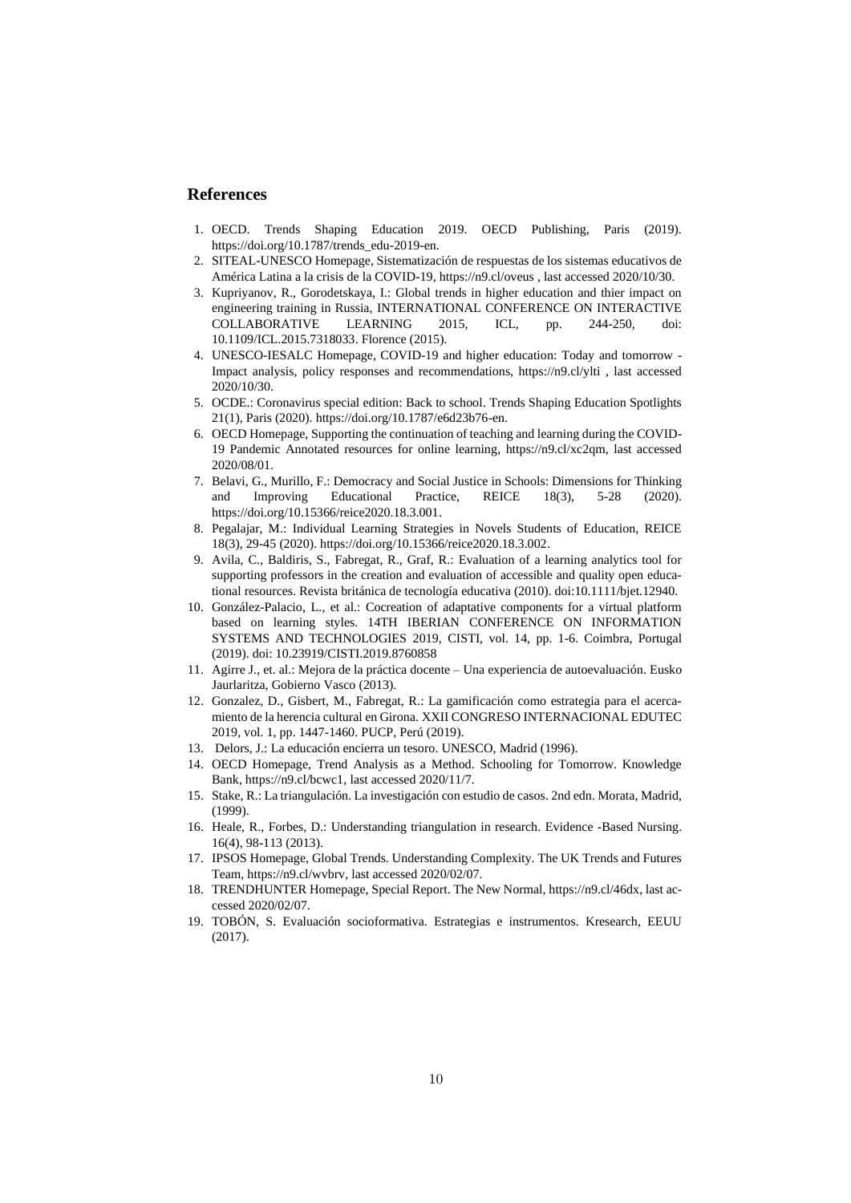## References

1. OECD. Trends Shaping Education 2019. OECD Publishing, Paris (2019). https://doi.org/10.1787/trends_edu-2019-en.
2. SITEAL-UNESCO Homepage, Sistematización de respuestas de los sistemas educativos de América Latina a la crisis de la COVID-19, https://n9.cl/oveus , last accessed 2020/10/30.
3. Kupriyanov, R., Gorodetskaya, I.: Global trends in higher education and thier impact on engineering training in Russia, INTERNATIONAL CONFERENCE ON INTERACTIVE COLLABORATIVE LEARNING 2015, ICL, pp. 244-250, doi: 10.1109/ICL.2015.7318033. Florence (2015).
4. UNESCO-IESALC Homepage, COVID-19 and higher education: Today and tomorrow - Impact analysis, policy responses and recommendations, https://n9.cl/ylti , last accessed 2020/10/30.
5. OCDE.: Coronavirus special edition: Back to school. Trends Shaping Education Spotlights 21(1), Paris (2020). https://doi.org/10.1787/e6d23b76-en.
6. OECD Homepage, Supporting the continuation of teaching and learning during the COVID-19 Pandemic Annotated resources for online learning, https://n9.cl/xc2qm, last accessed 2020/08/01.
7. Belavi, G., Murillo, F.: Democracy and Social Justice in Schools: Dimensions for Thinking and Improving Educational Practice, REICE 18(3), 5-28 (2020). https://doi.org/10.15366/reice2020.18.3.001.
8. Pegalajar, M.: Individual Learning Strategies in Novels Students of Education, REICE 18(3), 29-45 (2020). https://doi.org/10.15366/reice2020.18.3.002.
9. Avila, C., Baldiris, S., Fabregat, R., Graf, R.: Evaluation of a learning analytics tool for supporting professors in the creation and evaluation of accessible and quality open educational resources. Revista británica de tecnología educativa (2010). doi:10.1111/bjet.12940.
10. González-Palacio, L., et al.: Cocreation of adaptative components for a virtual platform based on learning styles. 14TH IBERIAN CONFERENCE ON INFORMATION SYSTEMS AND TECHNOLOGIES 2019, CISTI, vol. 14, pp. 1-6. Coimbra, Portugal (2019). doi: 10.23919/CISTI.2019.8760858
11. Agirre J., et. al.: Mejora de la práctica docente – Una experiencia de autoevaluación. Eusko Jaurlaritza, Gobierno Vasco (2013).
12. Gonzalez, D., Gisbert, M., Fabregat, R.: La gamificación como estrategia para el acercamiento de la herencia cultural en Girona. XXII CONGRESO INTERNACIONAL EDUTEC 2019, vol. 1, pp. 1447-1460. PUCP, Perú (2019).
13. Delors, J.: La educación encierra un tesoro. UNESCO, Madrid (1996).
14. OECD Homepage, Trend Analysis as a Method. Schooling for Tomorrow. Knowledge Bank, https://n9.cl/bcwc1, last accessed 2020/11/7.
15. Stake, R.: La triangulación. La investigación con estudio de casos. 2nd edn. Morata, Madrid, (1999).
16. Heale, R., Forbes, D.: Understanding triangulation in research. Evidence -Based Nursing. 16(4), 98-113 (2013).
17. IPSOS Homepage, Global Trends. Understanding Complexity. The UK Trends and Futures Team, https://n9.cl/wvbrv, last accessed 2020/02/07.
18. TRENDHUNTER Homepage, Special Report. The New Normal, https://n9.cl/46dx, last accessed 2020/02/07.
19. TOBÓN, S. Evaluación socioformativa. Estrategias e instrumentos. Kresearch, EEUU (2017).